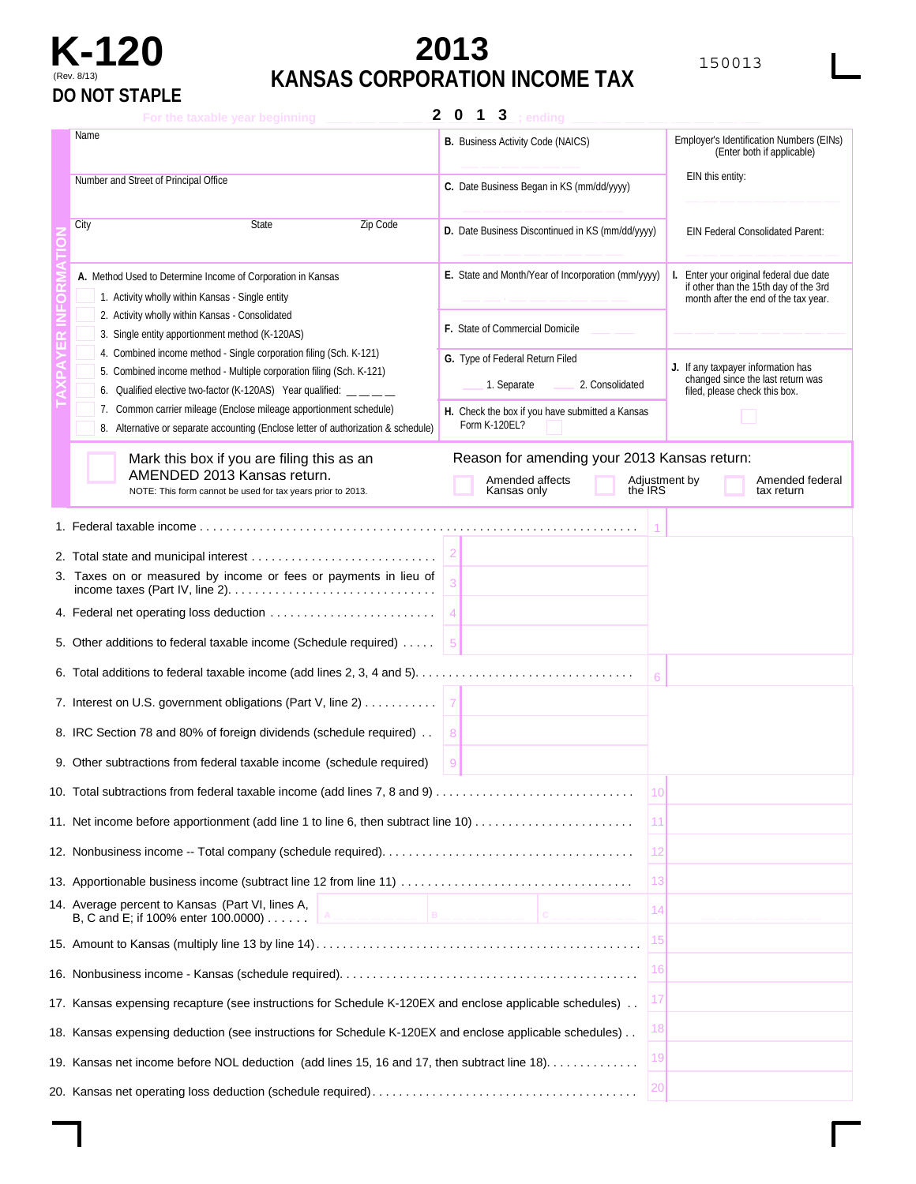# K-120

(Rev. 8/13)

**DO NOT STAPLE**

# 2013 KANSAS CORPORATION INCOME TAX

150013

For the taxable year beginning ____ 2 0 1 3 ; ending ____

## TAXPAYER INFORMATION

| | | |
|---|---|---|
| Name | **B.** Business Activity Code (NAICS) | Employer's Identification Numbers (EINs) (Enter both if applicable) |
| Number and Street of Principal Office | **C.** Date Business Began in KS (mm/dd/yyyy) | EIN this entity: |
| City / State / Zip Code | **D.** Date Business Discontinued in KS (mm/dd/yyyy) | EIN Federal Consolidated Parent: |

**A.** Method Used to Determine Income of Corporation in Kansas

1. Activity wholly within Kansas - Single entity
2. Activity wholly within Kansas - Consolidated
3. Single entity apportionment method (K-120AS)
4. Combined income method - Single corporation filing (Sch. K-121)
5. Combined income method - Multiple corporation filing (Sch. K-121)
6. Qualified elective two-factor (K-120AS) Year qualified: _ _ _ _
7. Common carrier mileage (Enclose mileage apportionment schedule)
8. Alternative or separate accounting (Enclose letter of authorization & schedule)

**E.** State and Month/Year of Incorporation (mm/yyyy)

**F.** State of Commercial Domicile

**G.** Type of Federal Return Filed
___ 1. Separate ___ 2. Consolidated

**H.** Check the box if you have submitted a Kansas Form K-120EL?

**I.** Enter your original federal due date if other than the 15th day of the 3rd month after the end of the tax year.

**J.** If any taxpayer information has changed since the last return was filed, please check this box.

Mark this box if you are filing this as an AMENDED 2013 Kansas return.
NOTE: This form cannot be used for tax years prior to 2013.

Reason for amending your 2013 Kansas return:
☐ Amended affects Kansas only ☐ Adjustment by the IRS ☐ Amended federal tax return

| Line | Description | Amount |
|---|---|---|
| 1. | Federal taxable income | 1 |
| 2. | Total state and municipal interest | 2 |
| 3. | Taxes on or measured by income or fees or payments in lieu of income taxes (Part IV, line 2) | 3 |
| 4. | Federal net operating loss deduction | 4 |
| 5. | Other additions to federal taxable income (Schedule required) | 5 |
| 6. | Total additions to federal taxable income (add lines 2, 3, 4 and 5) | 6 |
| 7. | Interest on U.S. government obligations (Part V, line 2) | 7 |
| 8. | IRC Section 78 and 80% of foreign dividends (schedule required) | 8 |
| 9. | Other subtractions from federal taxable income (schedule required) | 9 |
| 10. | Total subtractions from federal taxable income (add lines 7, 8 and 9) | 10 |
| 11. | Net income before apportionment (add line 1 to line 6, then subtract line 10) | 11 |
| 12. | Nonbusiness income -- Total company (schedule required) | 12 |
| 13. | Apportionable business income (subtract line 12 from line 11) | 13 |
| 14. | Average percent to Kansas (Part VI, lines A, B, C and E; if 100% enter 100.0000) A ___ B ___ C ___ | 14 |
| 15. | Amount to Kansas (multiply line 13 by line 14) | 15 |
| 16. | Nonbusiness income - Kansas (schedule required) | 16 |
| 17. | Kansas expensing recapture (see instructions for Schedule K-120EX and enclose applicable schedules) | 17 |
| 18. | Kansas expensing deduction (see instructions for Schedule K-120EX and enclose applicable schedules) | 18 |
| 19. | Kansas net income before NOL deduction (add lines 15, 16 and 17, then subtract line 18) | 19 |
| 20. | Kansas net operating loss deduction (schedule required) | 20 |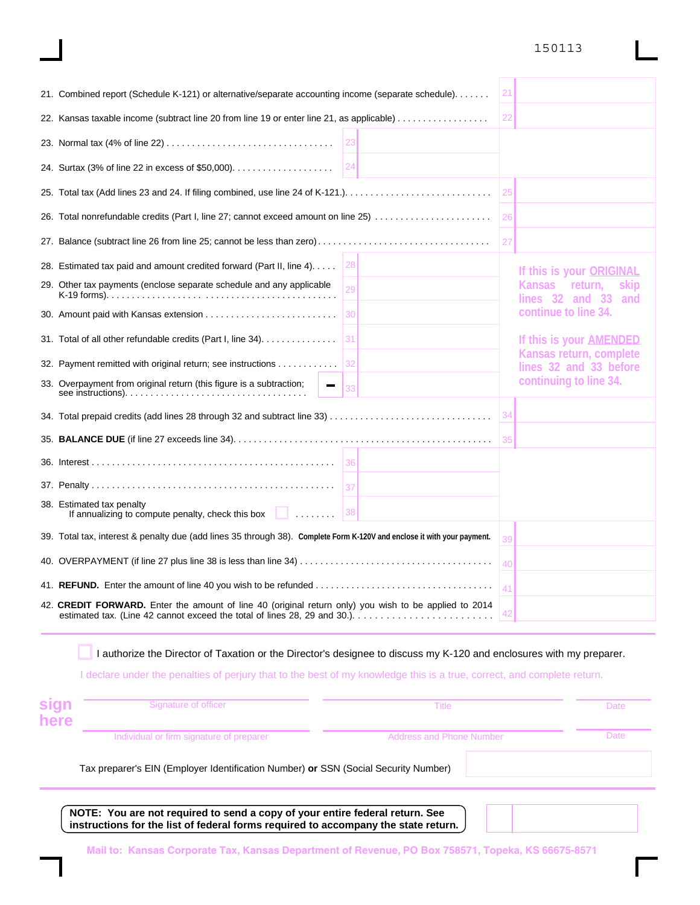150113

21. Combined report (Schedule K-121) or alternative/separate accounting income (separate schedule) ....... 21

22. Kansas taxable income (subtract line 20 from line 19 or enter line 21, as applicable) ................. 22

23. Normal tax (4% of line 22) ................................ 23

24. Surtax (3% of line 22 in excess of $50,000) .................... 24

25. Total tax (Add lines 23 and 24. If filing combined, use line 24 of K-121.) ............................ 25

26. Total nonrefundable credits (Part I, line 27; cannot exceed amount on line 25) ....................... 26

27. Balance (subtract line 26 from line 25; cannot be less than zero) ................................. 27

28. Estimated tax paid and amount credited forward (Part II, line 4) ..... 28

29. Other tax payments (enclose separate schedule and any applicable K-19 forms) ................................................ 29

30. Amount paid with Kansas extension .......................... 30

31. Total of all other refundable credits (Part I, line 34) .............. 31

32. Payment remitted with original return; see instructions ............ 32

33. Overpayment from original return (this figure is a subtraction; see instructions) ................................... − 33

If this is your ORIGINAL Kansas return, skip lines 32 and 33 and continue to line 34.

If this is your AMENDED Kansas return, complete lines 32 and 33 before continuing to line 34.

34. Total prepaid credits (add lines 28 through 32 and subtract line 33) ............................... 34

35. **BALANCE DUE** (if line 27 exceeds line 34) ................................................. 35

36. Interest ............................................... 36

37. Penalty ............................................... 37

38. Estimated tax penalty  
If annualizing to compute penalty, check this box ☐ ........ 38

39. Total tax, interest & penalty due (add lines 35 through 38). **Complete Form K-120V and enclose it with your payment.** 39

40. OVERPAYMENT (if line 27 plus line 38 is less than line 34) ..................................... 40

41. **REFUND.** Enter the amount of line 40 you wish to be refunded .................................. 41

42. **CREDIT FORWARD.** Enter the amount of line 40 (original return only) you wish to be applied to 2014 estimated tax. (Line 42 cannot exceed the total of lines 28, 29 and 30.) ......................... 42

☐ I authorize the Director of Taxation or the Director's designee to discuss my K-120 and enclosures with my preparer.

I declare under the penalties of perjury that to the best of my knowledge this is a true, correct, and complete return.

**sign here**

| Signature of officer | Title | Date |
|---|---|---|
| Individual or firm signature of preparer | Address and Phone Number | Date |

Tax preparer's EIN (Employer Identification Number) **or** SSN (Social Security Number)

**NOTE: You are not required to send a copy of your entire federal return. See instructions for the list of federal forms required to accompany the state return.**

**Mail to: Kansas Corporate Tax, Kansas Department of Revenue, PO Box 758571, Topeka, KS 66675-8571**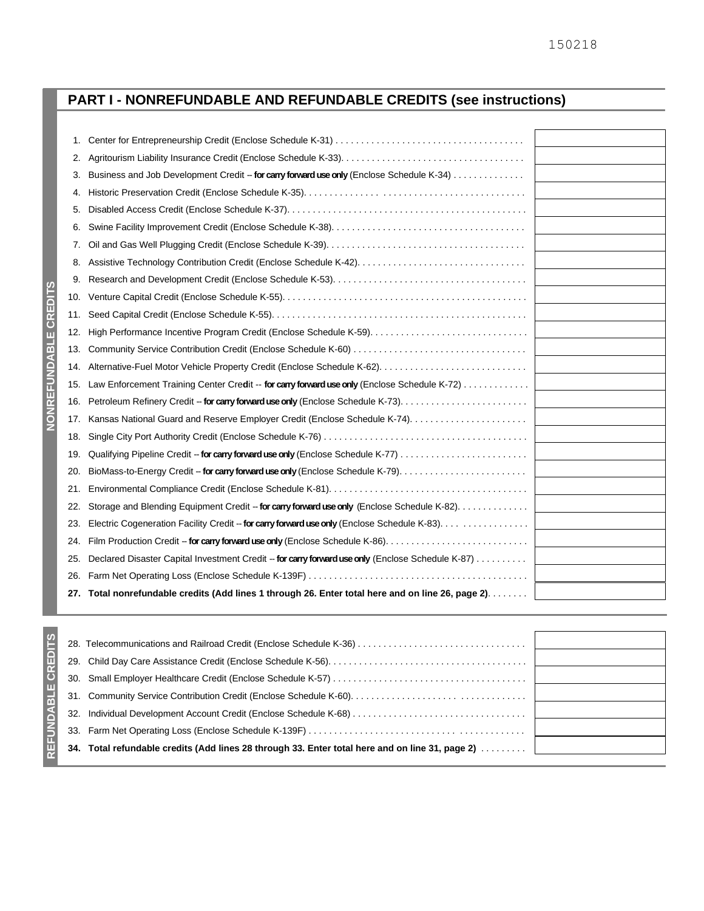150218

## PART I - NONREFUNDABLE AND REFUNDABLE CREDITS (see instructions)

**NONREFUNDABLE CREDITS**

| | |
|---|---|
| 1. Center for Entrepreneurship Credit (Enclose Schedule K-31) | |
| 2. Agritourism Liability Insurance Credit (Enclose Schedule K-33) | |
| 3. Business and Job Development Credit -- **for carry forward use only** (Enclose Schedule K-34) | |
| 4. Historic Preservation Credit (Enclose Schedule K-35) | |
| 5. Disabled Access Credit (Enclose Schedule K-37) | |
| 6. Swine Facility Improvement Credit (Enclose Schedule K-38) | |
| 7. Oil and Gas Well Plugging Credit (Enclose Schedule K-39) | |
| 8. Assistive Technology Contribution Credit (Enclose Schedule K-42) | |
| 9. Research and Development Credit (Enclose Schedule K-53) | |
| 10. Venture Capital Credit (Enclose Schedule K-55) | |
| 11. Seed Capital Credit (Enclose Schedule K-55) | |
| 12. High Performance Incentive Program Credit (Enclose Schedule K-59) | |
| 13. Community Service Contribution Credit (Enclose Schedule K-60) | |
| 14. Alternative-Fuel Motor Vehicle Property Credit (Enclose Schedule K-62) | |
| 15. Law Enforcement Training Center Credit -- **for carry forward use only** (Enclose Schedule K-72) | |
| 16. Petroleum Refinery Credit -- **for carry forward use only** (Enclose Schedule K-73) | |
| 17. Kansas National Guard and Reserve Employer Credit (Enclose Schedule K-74) | |
| 18. Single City Port Authority Credit (Enclose Schedule K-76) | |
| 19. Qualifying Pipeline Credit -- **for carry forward use only** (Enclose Schedule K-77) | |
| 20. BioMass-to-Energy Credit -- **for carry forward use only** (Enclose Schedule K-79) | |
| 21. Environmental Compliance Credit (Enclose Schedule K-81) | |
| 22. Storage and Blending Equipment Credit -- **for carry forward use only** (Enclose Schedule K-82) | |
| 23. Electric Cogeneration Facility Credit -- **for carry forward use only** (Enclose Schedule K-83) | |
| 24. Film Production Credit -- **for carry forward use only** (Enclose Schedule K-86) | |
| 25. Declared Disaster Capital Investment Credit -- **for carry forward use only** (Enclose Schedule K-87) | |
| 26. Farm Net Operating Loss (Enclose Schedule K-139F) | |
| **27. Total nonrefundable credits (Add lines 1 through 26. Enter total here and on line 26, page 2)** | |

**REFUNDABLE CREDITS**

| | |
|---|---|
| 28. Telecommunications and Railroad Credit (Enclose Schedule K-36) | |
| 29. Child Day Care Assistance Credit (Enclose Schedule K-56) | |
| 30. Small Employer Healthcare Credit (Enclose Schedule K-57) | |
| 31. Community Service Contribution Credit (Enclose Schedule K-60) | |
| 32. Individual Development Account Credit (Enclose Schedule K-68) | |
| 33. Farm Net Operating Loss (Enclose Schedule K-139F) | |
| **34. Total refundable credits (Add lines 28 through 33. Enter total here and on line 31, page 2)** | |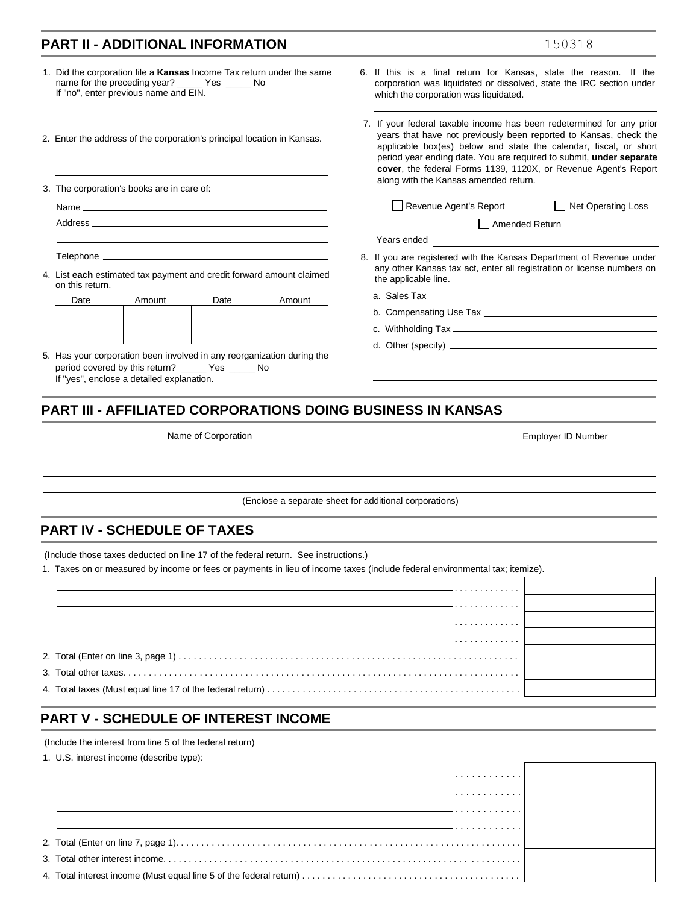## PART II - ADDITIONAL INFORMATION

150318

1. Did the corporation file a **Kansas** Income Tax return under the same name for the preceding year? _____ Yes _____ No
   If "no", enter previous name and EIN.

2. Enter the address of the corporation's principal location in Kansas.

3. The corporation's books are in care of:

   Name ______________________

   Address ______________________

   Telephone ______________________

4. List **each** estimated tax payment and credit forward amount claimed on this return.

| Date | Amount | Date | Amount |
|---|---|---|---|
| | | | |
| | | | |
| | | | |

5. Has your corporation been involved in any reorganization during the period covered by this return? _____ Yes _____ No
   If "yes", enclose a detailed explanation.

6. If this is a final return for Kansas, state the reason. If the corporation was liquidated or dissolved, state the IRC section under which the corporation was liquidated.

7. If your federal taxable income has been redetermined for any prior years that have not previously been reported to Kansas, check the applicable box(es) below and state the calendar, fiscal, or short period year ending date. You are required to submit, **under separate cover**, the federal Forms 1139, 1120X, or Revenue Agent's Report along with the Kansas amended return.

   ☐ Revenue Agent's Report ☐ Net Operating Loss ☐ Amended Return

   Years ended ______________________

8. If you are registered with the Kansas Department of Revenue under any other Kansas tax act, enter all registration or license numbers on the applicable line.

   a. Sales Tax ______________________

   b. Compensating Use Tax ______________________

   c. Withholding Tax ______________________

   d. Other (specify) ______________________

## PART III - AFFILIATED CORPORATIONS DOING BUSINESS IN KANSAS

| Name of Corporation | Employer ID Number |
|---|---|
| | |
| | |
| | |

(Enclose a separate sheet for additional corporations)

## PART IV - SCHEDULE OF TAXES

(Include those taxes deducted on line 17 of the federal return. See instructions.)

1. Taxes on or measured by income or fees or payments in lieu of income taxes (include federal environmental tax; itemize).

   ______________________ . . . . . . . . . . . . ______

   ______________________ . . . . . . . . . . . . ______

   ______________________ . . . . . . . . . . . . ______

   ______________________ . . . . . . . . . . . . ______

2. Total (Enter on line 3, page 1) . . . . . . . . . . . . ______
3. Total other taxes. . . . . . . . . . . . ______
4. Total taxes (Must equal line 17 of the federal return) . . . . . . . . . . . . ______

## PART V - SCHEDULE OF INTEREST INCOME

(Include the interest from line 5 of the federal return)

1. U.S. interest income (describe type):

   ______________________ . . . . . . . . . . . . ______

   ______________________ . . . . . . . . . . . . ______

   ______________________ . . . . . . . . . . . . ______

   ______________________ . . . . . . . . . . . . ______

2. Total (Enter on line 7, page 1). . . . . . . . . . . . ______
3. Total other interest income. . . . . . . . . . . . ______
4. Total interest income (Must equal line 5 of the federal return) . . . . . . . . . . . . ______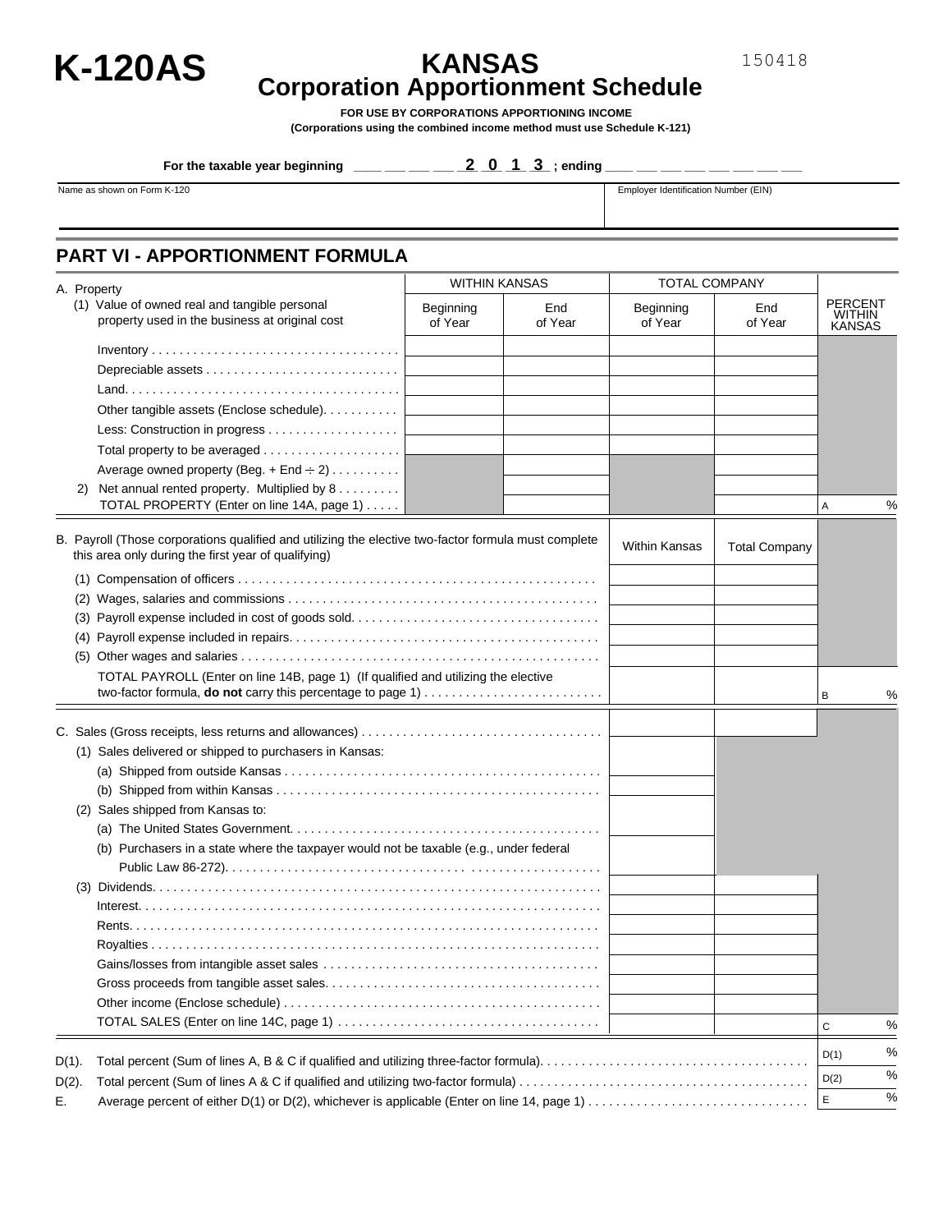# K-120AS

# KANSAS
## Corporation Apportionment Schedule

150418

**FOR USE BY CORPORATIONS APPORTIONING INCOME**
**(Corporations using the combined income method must use Schedule K-121)**

**For the taxable year beginning ___ ___ ___ ___ 2 0 1 3 ; ending ___ ___ ___ ___ ___ ___ ___ ___**

| Name as shown on Form K-120 | Employer Identification Number (EIN) |
|---|---|
| | |

## PART VI - APPORTIONMENT FORMULA

| A. Property | WITHIN KANSAS | | TOTAL COMPANY | | |
|---|---|---|---|---|---|
| (1) Value of owned real and tangible personal property used in the business at original cost | Beginning of Year | End of Year | Beginning of Year | End of Year | PERCENT WITHIN KANSAS |
| Inventory | | | | | |
| Depreciable assets | | | | | |
| Land | | | | | |
| Other tangible assets (Enclose schedule) | | | | | |
| Less: Construction in progress | | | | | |
| Total property to be averaged | | | | | |
| Average owned property (Beg. + End ÷ 2) | | | | | |
| 2) Net annual rented property. Multiplied by 8 | | | | | |
| TOTAL PROPERTY (Enter on line 14A, page 1) | | | | | A % |

| B. Payroll (Those corporations qualified and utilizing the elective two-factor formula must complete this area only during the first year of qualifying) | Within Kansas | Total Company | |
|---|---|---|---|
| (1) Compensation of officers | | | |
| (2) Wages, salaries and commissions | | | |
| (3) Payroll expense included in cost of goods sold | | | |
| (4) Payroll expense included in repairs | | | |
| (5) Other wages and salaries | | | |
| TOTAL PAYROLL (Enter on line 14B, page 1) (If qualified and utilizing the elective two-factor formula, **do not** carry this percentage to page 1) | | | B % |

| C. Sales (Gross receipts, less returns and allowances) | | | |
|---|---|---|---|
| (1) Sales delivered or shipped to purchasers in Kansas: | | | |
| (a) Shipped from outside Kansas | | | |
| (b) Shipped from within Kansas | | | |
| (2) Sales shipped from Kansas to: | | | |
| (a) The United States Government | | | |
| (b) Purchasers in a state where the taxpayer would not be taxable (e.g., under federal Public Law 86-272) | | | |
| (3) Dividends | | | |
| Interest | | | |
| Rents | | | |
| Royalties | | | |
| Gains/losses from intangible asset sales | | | |
| Gross proceeds from tangible asset sales | | | |
| Other income (Enclose schedule) | | | |
| TOTAL SALES (Enter on line 14C, page 1) | | | C % |

| | | |
|---|---|---|
| D(1). | Total percent (Sum of lines A, B & C if qualified and utilizing three-factor formula) | D(1) % |
| D(2). | Total percent (Sum of lines A & C if qualified and utilizing two-factor formula) | D(2) % |
| E. | Average percent of either D(1) or D(2), whichever is applicable (Enter on line 14, page 1) | E % |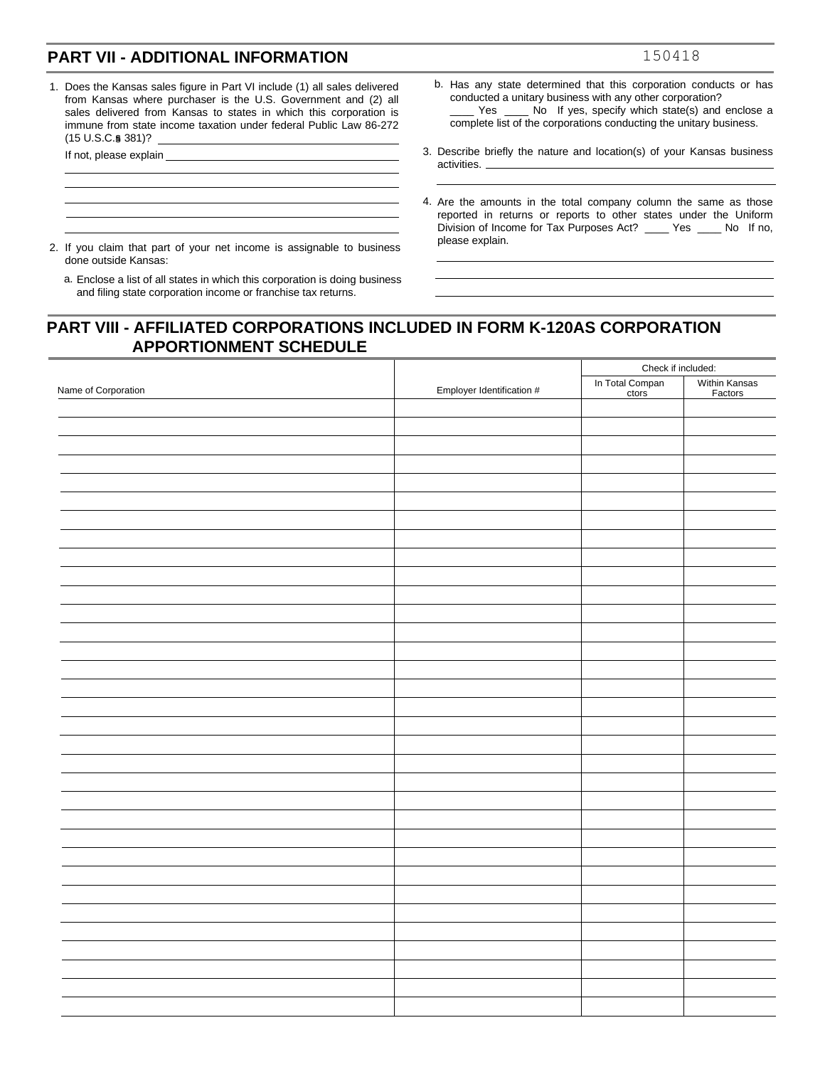## PART VII - ADDITIONAL INFORMATION

150418

1. Does the Kansas sales figure in Part VI include (1) all sales delivered from Kansas where purchaser is the U.S. Government and (2) all sales delivered from Kansas to states in which this corporation is immune from state income taxation under federal Public Law 86-272 (15 U.S.C.§ 381)? ______________________

   If not, please explain ______________________

2. If you claim that part of your net income is assignable to business done outside Kansas:

   a. Enclose a list of all states in which this corporation is doing business and filing state corporation income or franchise tax returns.

   b. Has any state determined that this corporation conducts or has conducted a unitary business with any other corporation? ____ Yes ____ No If yes, specify which state(s) and enclose a complete list of the corporations conducting the unitary business.

3. Describe briefly the nature and location(s) of your Kansas business activities. ______________________

4. Are the amounts in the total company column the same as those reported in returns or reports to other states under the Uniform Division of Income for Tax Purposes Act? ____ Yes ____ No If no, please explain.

## PART VIII - AFFILIATED CORPORATIONS INCLUDED IN FORM K-120AS CORPORATION APPORTIONMENT SCHEDULE

| | | Check if included: | |
|---|---|---|---|
| Name of Corporation | Employer Identification # | In Total Compan ctors | Within Kansas Factors |
| | | | |
| | | | |
| | | | |
| | | | |
| | | | |
| | | | |
| | | | |
| | | | |
| | | | |
| | | | |
| | | | |
| | | | |
| | | | |
| | | | |
| | | | |
| | | | |
| | | | |
| | | | |
| | | | |
| | | | |
| | | | |
| | | | |
| | | | |
| | | | |
| | | | |
| | | | |
| | | | |
| | | | |
| | | | |
| | | | |
| | | | |
| | | | |
| | | | |
| | | | |